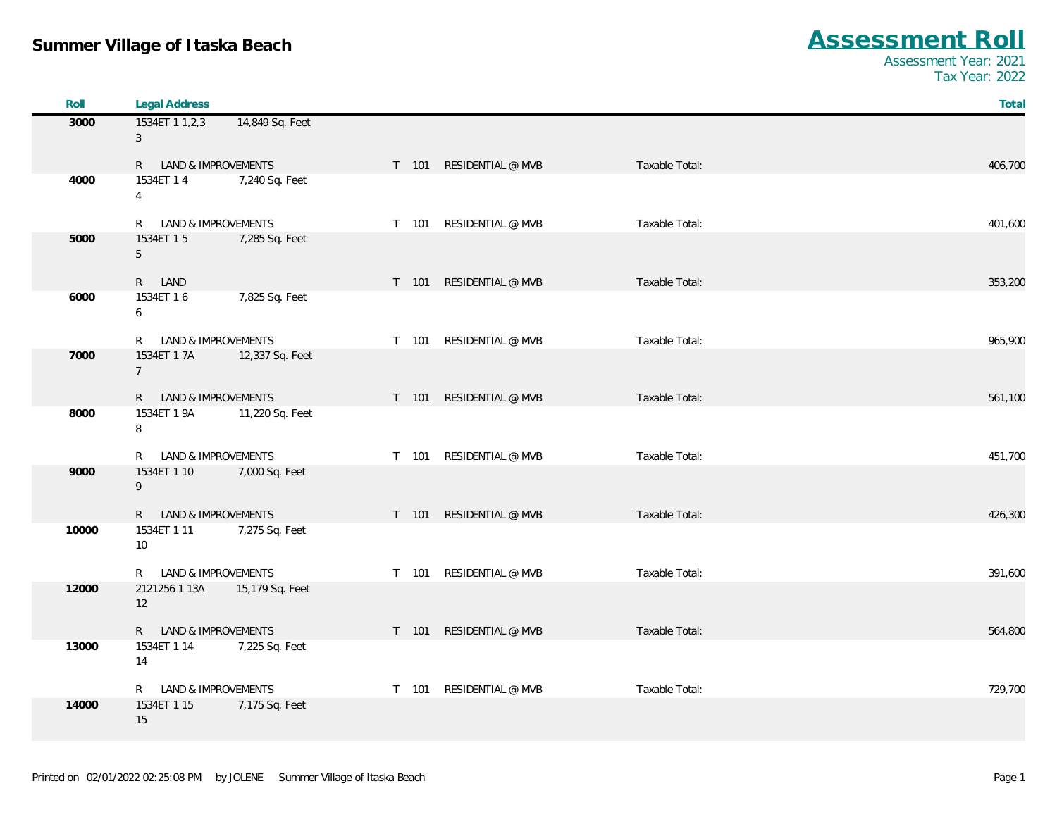# Summer Village of Itaska Beach

## Assessment Roll

Assessment Year: 2021
Tax Year: 2022

| Roll | Legal Address | | | | | | Total |
|---|---|---|---|---|---|---|---|
| 3000 | 1534ET 1 1,2,3<br>3 | 14,849 Sq. Feet | | | | | |
| | R LAND & IMPROVEMENTS | | T | 101 | RESIDENTIAL @ MVB | Taxable Total: | 406,700 |
| 4000 | 1534ET 1 4<br>4 | 7,240 Sq. Feet | | | | | |
| | R LAND & IMPROVEMENTS | | T | 101 | RESIDENTIAL @ MVB | Taxable Total: | 401,600 |
| 5000 | 1534ET 1 5<br>5 | 7,285 Sq. Feet | | | | | |
| | R LAND | | T | 101 | RESIDENTIAL @ MVB | Taxable Total: | 353,200 |
| 6000 | 1534ET 1 6<br>6 | 7,825 Sq. Feet | | | | | |
| | R LAND & IMPROVEMENTS | | T | 101 | RESIDENTIAL @ MVB | Taxable Total: | 965,900 |
| 7000 | 1534ET 1 7A<br>7 | 12,337 Sq. Feet | | | | | |
| | R LAND & IMPROVEMENTS | | T | 101 | RESIDENTIAL @ MVB | Taxable Total: | 561,100 |
| 8000 | 1534ET 1 9A<br>8 | 11,220 Sq. Feet | | | | | |
| | R LAND & IMPROVEMENTS | | T | 101 | RESIDENTIAL @ MVB | Taxable Total: | 451,700 |
| 9000 | 1534ET 1 10<br>9 | 7,000 Sq. Feet | | | | | |
| | R LAND & IMPROVEMENTS | | T | 101 | RESIDENTIAL @ MVB | Taxable Total: | 426,300 |
| 10000 | 1534ET 1 11<br>10 | 7,275 Sq. Feet | | | | | |
| | R LAND & IMPROVEMENTS | | T | 101 | RESIDENTIAL @ MVB | Taxable Total: | 391,600 |
| 12000 | 2121256 1 13A<br>12 | 15,179 Sq. Feet | | | | | |
| | R LAND & IMPROVEMENTS | | T | 101 | RESIDENTIAL @ MVB | Taxable Total: | 564,800 |
| 13000 | 1534ET 1 14<br>14 | 7,225 Sq. Feet | | | | | |
| | R LAND & IMPROVEMENTS | | T | 101 | RESIDENTIAL @ MVB | Taxable Total: | 729,700 |
| 14000 | 1534ET 1 15<br>15 | 7,175 Sq. Feet | | | | | |

Printed on 02/01/2022 02:25:08 PM by JOLENE Summer Village of Itaska Beach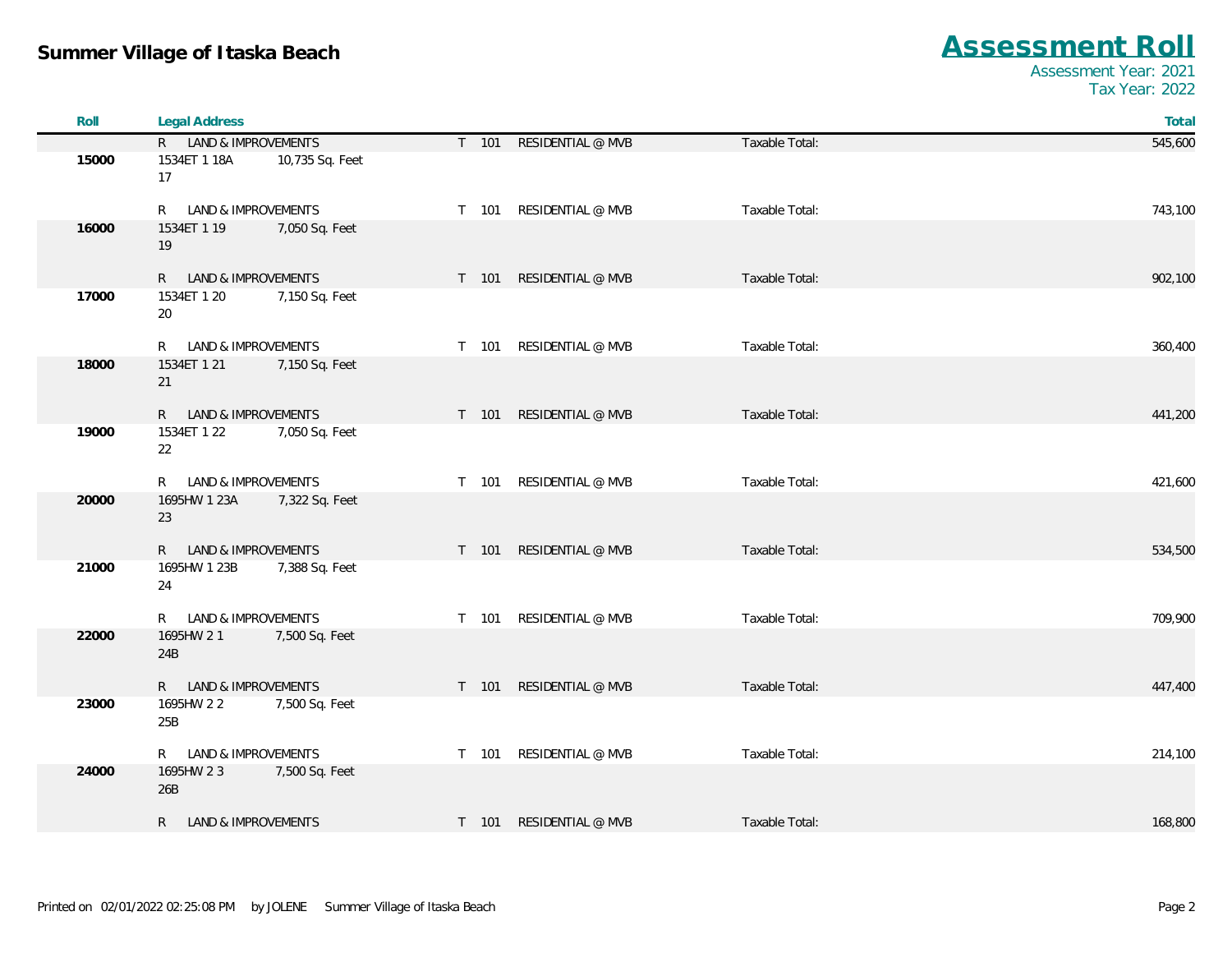**Summer Village of Itaska Beach**

## Assessment Roll

Assessment Year: 2021
Tax Year: 2022

| Roll | Legal Address | | | | | Total |
|---|---|---|---|---|---|---|
| | R LAND & IMPROVEMENTS | | T 101 | RESIDENTIAL @ MVB | Taxable Total: | 545,600 |
| 15000 | 1534ET 1 18A<br>17 | 10,735 Sq. Feet | | | | |
| | R LAND & IMPROVEMENTS | | T 101 | RESIDENTIAL @ MVB | Taxable Total: | 743,100 |
| 16000 | 1534ET 1 19<br>19 | 7,050 Sq. Feet | | | | |
| | R LAND & IMPROVEMENTS | | T 101 | RESIDENTIAL @ MVB | Taxable Total: | 902,100 |
| 17000 | 1534ET 1 20<br>20 | 7,150 Sq. Feet | | | | |
| | R LAND & IMPROVEMENTS | | T 101 | RESIDENTIAL @ MVB | Taxable Total: | 360,400 |
| 18000 | 1534ET 1 21<br>21 | 7,150 Sq. Feet | | | | |
| | R LAND & IMPROVEMENTS | | T 101 | RESIDENTIAL @ MVB | Taxable Total: | 441,200 |
| 19000 | 1534ET 1 22<br>22 | 7,050 Sq. Feet | | | | |
| | R LAND & IMPROVEMENTS | | T 101 | RESIDENTIAL @ MVB | Taxable Total: | 421,600 |
| 20000 | 1695HW 1 23A<br>23 | 7,322 Sq. Feet | | | | |
| | R LAND & IMPROVEMENTS | | T 101 | RESIDENTIAL @ MVB | Taxable Total: | 534,500 |
| 21000 | 1695HW 1 23B<br>24 | 7,388 Sq. Feet | | | | |
| | R LAND & IMPROVEMENTS | | T 101 | RESIDENTIAL @ MVB | Taxable Total: | 709,900 |
| 22000 | 1695HW 2 1<br>24B | 7,500 Sq. Feet | | | | |
| | R LAND & IMPROVEMENTS | | T 101 | RESIDENTIAL @ MVB | Taxable Total: | 447,400 |
| 23000 | 1695HW 2 2<br>25B | 7,500 Sq. Feet | | | | |
| | R LAND & IMPROVEMENTS | | T 101 | RESIDENTIAL @ MVB | Taxable Total: | 214,100 |
| 24000 | 1695HW 2 3<br>26B | 7,500 Sq. Feet | | | | |
| | R LAND & IMPROVEMENTS | | T 101 | RESIDENTIAL @ MVB | Taxable Total: | 168,800 |

Printed on 02/01/2022 02:25:08 PM by JOLENE Summer Village of Itaska Beach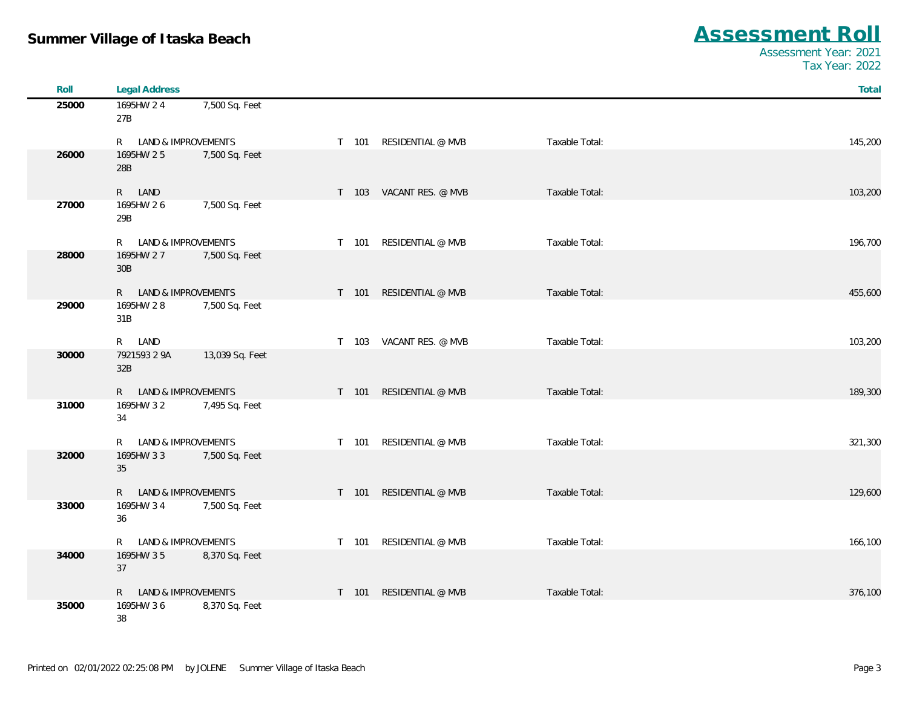# Summer Village of Itaska Beach

## Assessment Roll

Assessment Year: 2021
Tax Year: 2022

| Roll | Legal Address | | | | | | Total |
|---|---|---|---|---|---|---|---|
| 25000 | 1695HW 2 4 27B | 7,500 Sq. Feet | | | | | |
| | R LAND & IMPROVEMENTS | | T | 101 | RESIDENTIAL @ MVB | Taxable Total: | 145,200 |
| 26000 | 1695HW 2 5 28B | 7,500 Sq. Feet | | | | | |
| | R LAND | | T | 103 | VACANT RES. @ MVB | Taxable Total: | 103,200 |
| 27000 | 1695HW 2 6 29B | 7,500 Sq. Feet | | | | | |
| | R LAND & IMPROVEMENTS | | T | 101 | RESIDENTIAL @ MVB | Taxable Total: | 196,700 |
| 28000 | 1695HW 2 7 30B | 7,500 Sq. Feet | | | | | |
| | R LAND & IMPROVEMENTS | | T | 101 | RESIDENTIAL @ MVB | Taxable Total: | 455,600 |
| 29000 | 1695HW 2 8 31B | 7,500 Sq. Feet | | | | | |
| | R LAND | | T | 103 | VACANT RES. @ MVB | Taxable Total: | 103,200 |
| 30000 | 7921593 2 9A 32B | 13,039 Sq. Feet | | | | | |
| | R LAND & IMPROVEMENTS | | T | 101 | RESIDENTIAL @ MVB | Taxable Total: | 189,300 |
| 31000 | 1695HW 3 2 34 | 7,495 Sq. Feet | | | | | |
| | R LAND & IMPROVEMENTS | | T | 101 | RESIDENTIAL @ MVB | Taxable Total: | 321,300 |
| 32000 | 1695HW 3 3 35 | 7,500 Sq. Feet | | | | | |
| | R LAND & IMPROVEMENTS | | T | 101 | RESIDENTIAL @ MVB | Taxable Total: | 129,600 |
| 33000 | 1695HW 3 4 36 | 7,500 Sq. Feet | | | | | |
| | R LAND & IMPROVEMENTS | | T | 101 | RESIDENTIAL @ MVB | Taxable Total: | 166,100 |
| 34000 | 1695HW 3 5 37 | 8,370 Sq. Feet | | | | | |
| | R LAND & IMPROVEMENTS | | T | 101 | RESIDENTIAL @ MVB | Taxable Total: | 376,100 |
| 35000 | 1695HW 3 6 38 | 8,370 Sq. Feet | | | | | |

Printed on 02/01/2022 02:25:08 PM by JOLENE Summer Village of Itaska Beach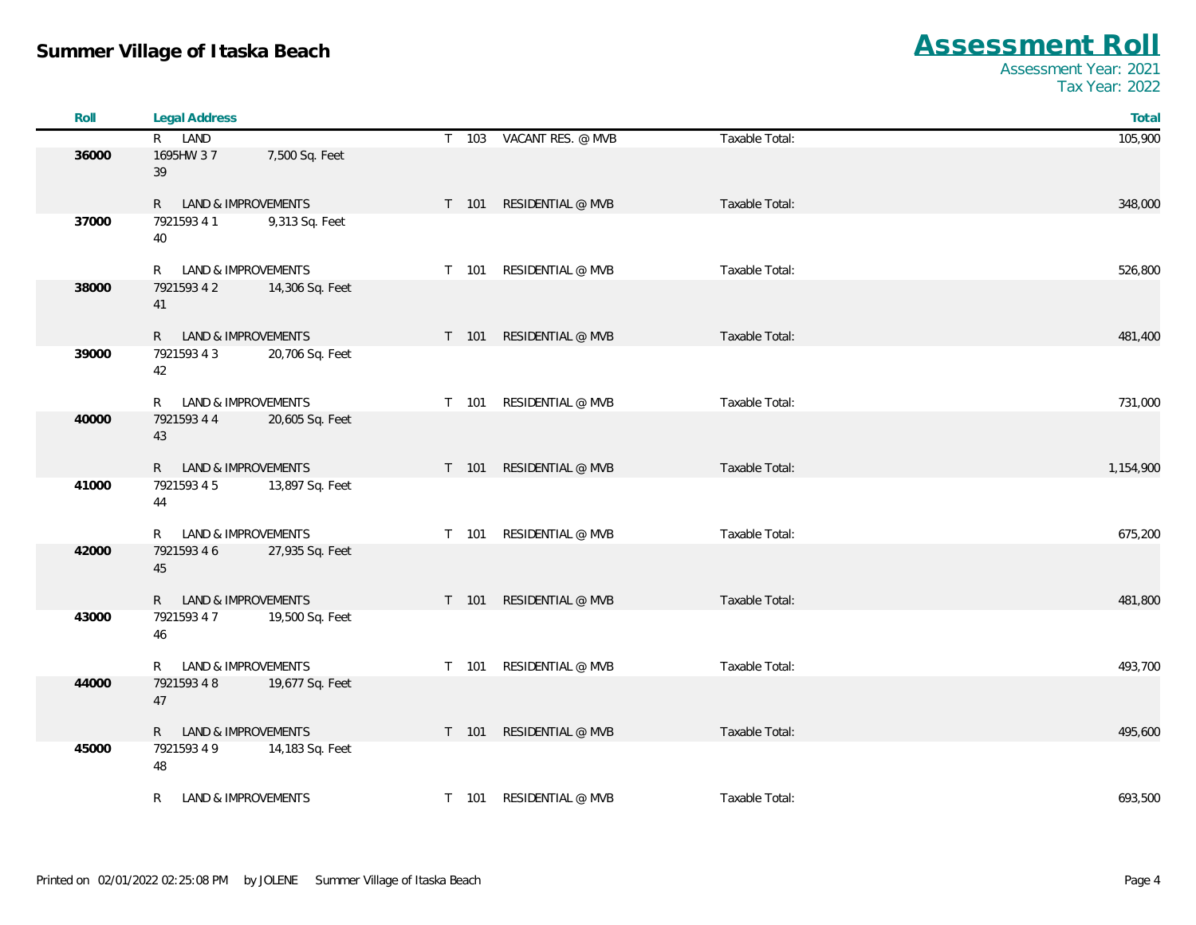# Summer Village of Itaska Beach

## Assessment Roll

Assessment Year: 2021
Tax Year: 2022

| Roll | Legal Address | | | | | | Total |
|---|---|---|---|---|---|---|---|
| | R LAND | | T | 103 | VACANT RES. @ MVB | Taxable Total: | 105,900 |
| 36000 | 1695HW 3 7 | 7,500 Sq. Feet | | | | | |
| | 39 | | | | | | |
| | R LAND & IMPROVEMENTS | | T | 101 | RESIDENTIAL @ MVB | Taxable Total: | 348,000 |
| 37000 | 7921593 4 1 | 9,313 Sq. Feet | | | | | |
| | 40 | | | | | | |
| | R LAND & IMPROVEMENTS | | T | 101 | RESIDENTIAL @ MVB | Taxable Total: | 526,800 |
| 38000 | 7921593 4 2 | 14,306 Sq. Feet | | | | | |
| | 41 | | | | | | |
| | R LAND & IMPROVEMENTS | | T | 101 | RESIDENTIAL @ MVB | Taxable Total: | 481,400 |
| 39000 | 7921593 4 3 | 20,706 Sq. Feet | | | | | |
| | 42 | | | | | | |
| | R LAND & IMPROVEMENTS | | T | 101 | RESIDENTIAL @ MVB | Taxable Total: | 731,000 |
| 40000 | 7921593 4 4 | 20,605 Sq. Feet | | | | | |
| | 43 | | | | | | |
| | R LAND & IMPROVEMENTS | | T | 101 | RESIDENTIAL @ MVB | Taxable Total: | 1,154,900 |
| 41000 | 7921593 4 5 | 13,897 Sq. Feet | | | | | |
| | 44 | | | | | | |
| | R LAND & IMPROVEMENTS | | T | 101 | RESIDENTIAL @ MVB | Taxable Total: | 675,200 |
| 42000 | 7921593 4 6 | 27,935 Sq. Feet | | | | | |
| | 45 | | | | | | |
| | R LAND & IMPROVEMENTS | | T | 101 | RESIDENTIAL @ MVB | Taxable Total: | 481,800 |
| 43000 | 7921593 4 7 | 19,500 Sq. Feet | | | | | |
| | 46 | | | | | | |
| | R LAND & IMPROVEMENTS | | T | 101 | RESIDENTIAL @ MVB | Taxable Total: | 493,700 |
| 44000 | 7921593 4 8 | 19,677 Sq. Feet | | | | | |
| | 47 | | | | | | |
| | R LAND & IMPROVEMENTS | | T | 101 | RESIDENTIAL @ MVB | Taxable Total: | 495,600 |
| 45000 | 7921593 4 9 | 14,183 Sq. Feet | | | | | |
| | 48 | | | | | | |
| | R LAND & IMPROVEMENTS | | T | 101 | RESIDENTIAL @ MVB | Taxable Total: | 693,500 |

Printed on 02/01/2022 02:25:08 PM by JOLENE Summer Village of Itaska Beach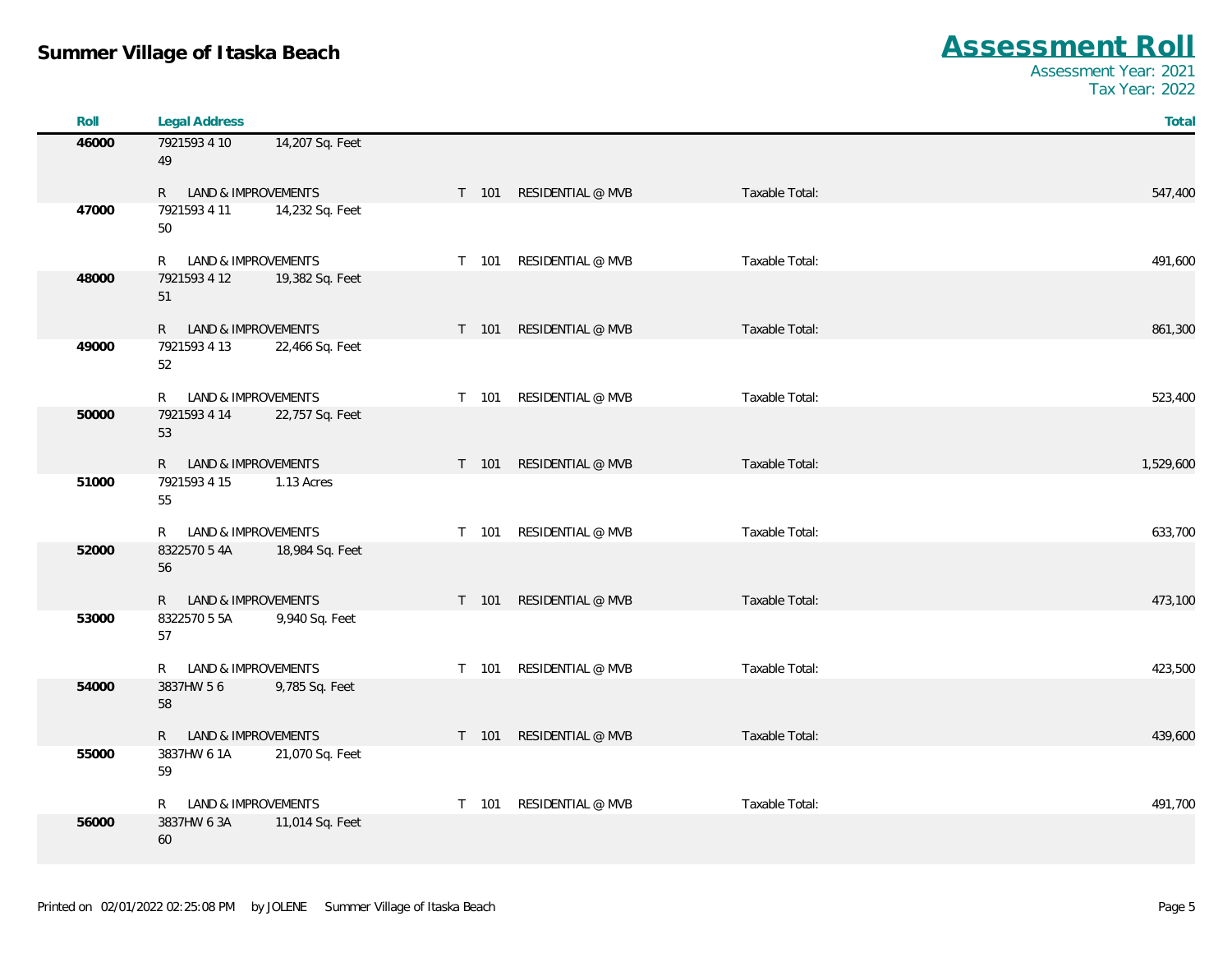# Summer Village of Itaska Beach

## Assessment Roll

Assessment Year: 2021
Tax Year: 2022

| Roll | Legal Address | | | | | | Total |
|---|---|---|---|---|---|---|---|
| 46000 | 7921593 4 10<br>49 | 14,207 Sq. Feet | | | | | |
| | R LAND & IMPROVEMENTS | | T | 101 | RESIDENTIAL @ MVB | Taxable Total: | 547,400 |
| 47000 | 7921593 4 11<br>50 | 14,232 Sq. Feet | | | | | |
| | R LAND & IMPROVEMENTS | | T | 101 | RESIDENTIAL @ MVB | Taxable Total: | 491,600 |
| 48000 | 7921593 4 12<br>51 | 19,382 Sq. Feet | | | | | |
| | R LAND & IMPROVEMENTS | | T | 101 | RESIDENTIAL @ MVB | Taxable Total: | 861,300 |
| 49000 | 7921593 4 13<br>52 | 22,466 Sq. Feet | | | | | |
| | R LAND & IMPROVEMENTS | | T | 101 | RESIDENTIAL @ MVB | Taxable Total: | 523,400 |
| 50000 | 7921593 4 14<br>53 | 22,757 Sq. Feet | | | | | |
| | R LAND & IMPROVEMENTS | | T | 101 | RESIDENTIAL @ MVB | Taxable Total: | 1,529,600 |
| 51000 | 7921593 4 15<br>55 | 1.13 Acres | | | | | |
| | R LAND & IMPROVEMENTS | | T | 101 | RESIDENTIAL @ MVB | Taxable Total: | 633,700 |
| 52000 | 8322570 5 4A<br>56 | 18,984 Sq. Feet | | | | | |
| | R LAND & IMPROVEMENTS | | T | 101 | RESIDENTIAL @ MVB | Taxable Total: | 473,100 |
| 53000 | 8322570 5 5A<br>57 | 9,940 Sq. Feet | | | | | |
| | R LAND & IMPROVEMENTS | | T | 101 | RESIDENTIAL @ MVB | Taxable Total: | 423,500 |
| 54000 | 3837HW 5 6<br>58 | 9,785 Sq. Feet | | | | | |
| | R LAND & IMPROVEMENTS | | T | 101 | RESIDENTIAL @ MVB | Taxable Total: | 439,600 |
| 55000 | 3837HW 6 1A<br>59 | 21,070 Sq. Feet | | | | | |
| | R LAND & IMPROVEMENTS | | T | 101 | RESIDENTIAL @ MVB | Taxable Total: | 491,700 |
| 56000 | 3837HW 6 3A<br>60 | 11,014 Sq. Feet | | | | | |

Printed on 02/01/2022 02:25:08 PM by JOLENE Summer Village of Itaska Beach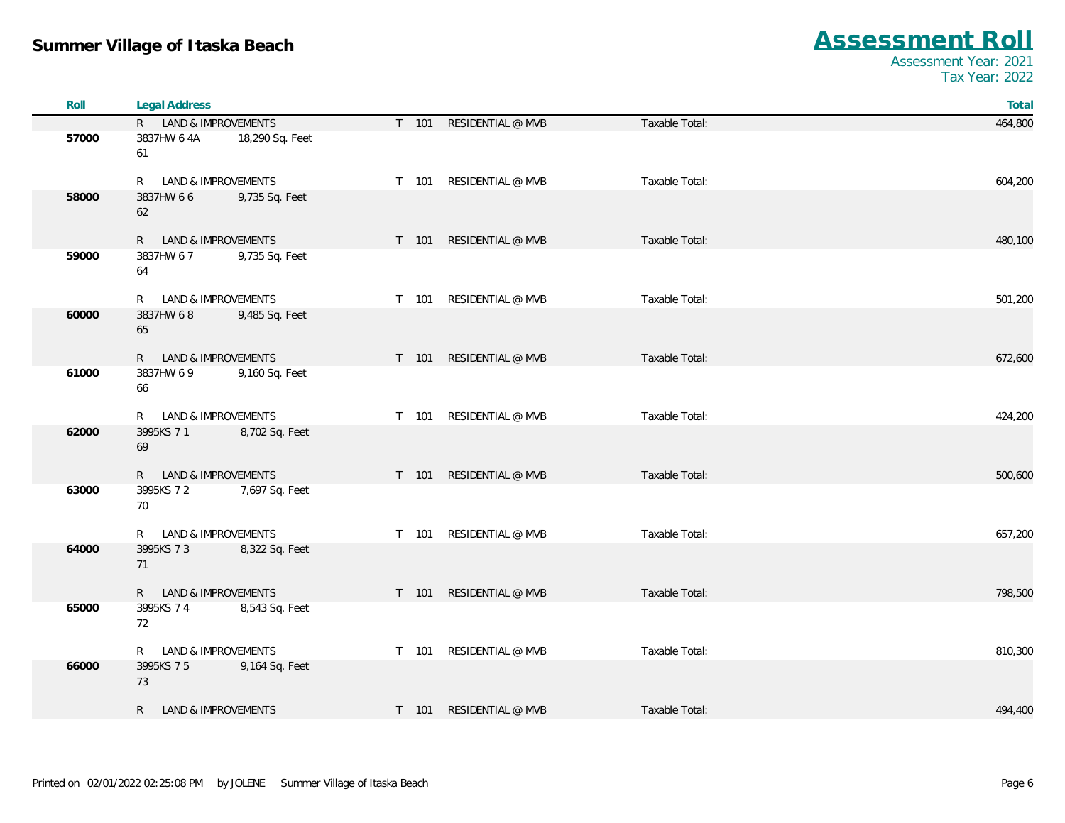| Roll | Legal Address | | | | | Total |
|---|---|---|---|---|---|---|
| | R LAND & IMPROVEMENTS | | T 101 | RESIDENTIAL @ MVB | Taxable Total: | 464,800 |
| 57000 | 3837HW 6 4A<br>61 | 18,290 Sq. Feet | | | | |
| | R LAND & IMPROVEMENTS | | T 101 | RESIDENTIAL @ MVB | Taxable Total: | 604,200 |
| 58000 | 3837HW 6 6<br>62 | 9,735 Sq. Feet | | | | |
| | R LAND & IMPROVEMENTS | | T 101 | RESIDENTIAL @ MVB | Taxable Total: | 480,100 |
| 59000 | 3837HW 6 7<br>64 | 9,735 Sq. Feet | | | | |
| | R LAND & IMPROVEMENTS | | T 101 | RESIDENTIAL @ MVB | Taxable Total: | 501,200 |
| 60000 | 3837HW 6 8<br>65 | 9,485 Sq. Feet | | | | |
| | R LAND & IMPROVEMENTS | | T 101 | RESIDENTIAL @ MVB | Taxable Total: | 672,600 |
| 61000 | 3837HW 6 9<br>66 | 9,160 Sq. Feet | | | | |
| | R LAND & IMPROVEMENTS | | T 101 | RESIDENTIAL @ MVB | Taxable Total: | 424,200 |
| 62000 | 3995KS 7 1<br>69 | 8,702 Sq. Feet | | | | |
| | R LAND & IMPROVEMENTS | | T 101 | RESIDENTIAL @ MVB | Taxable Total: | 500,600 |
| 63000 | 3995KS 7 2<br>70 | 7,697 Sq. Feet | | | | |
| | R LAND & IMPROVEMENTS | | T 101 | RESIDENTIAL @ MVB | Taxable Total: | 657,200 |
| 64000 | 3995KS 7 3<br>71 | 8,322 Sq. Feet | | | | |
| | R LAND & IMPROVEMENTS | | T 101 | RESIDENTIAL @ MVB | Taxable Total: | 798,500 |
| 65000 | 3995KS 7 4<br>72 | 8,543 Sq. Feet | | | | |
| | R LAND & IMPROVEMENTS | | T 101 | RESIDENTIAL @ MVB | Taxable Total: | 810,300 |
| 66000 | 3995KS 7 5<br>73 | 9,164 Sq. Feet | | | | |
| | R LAND & IMPROVEMENTS | | T 101 | RESIDENTIAL @ MVB | Taxable Total: | 494,400 |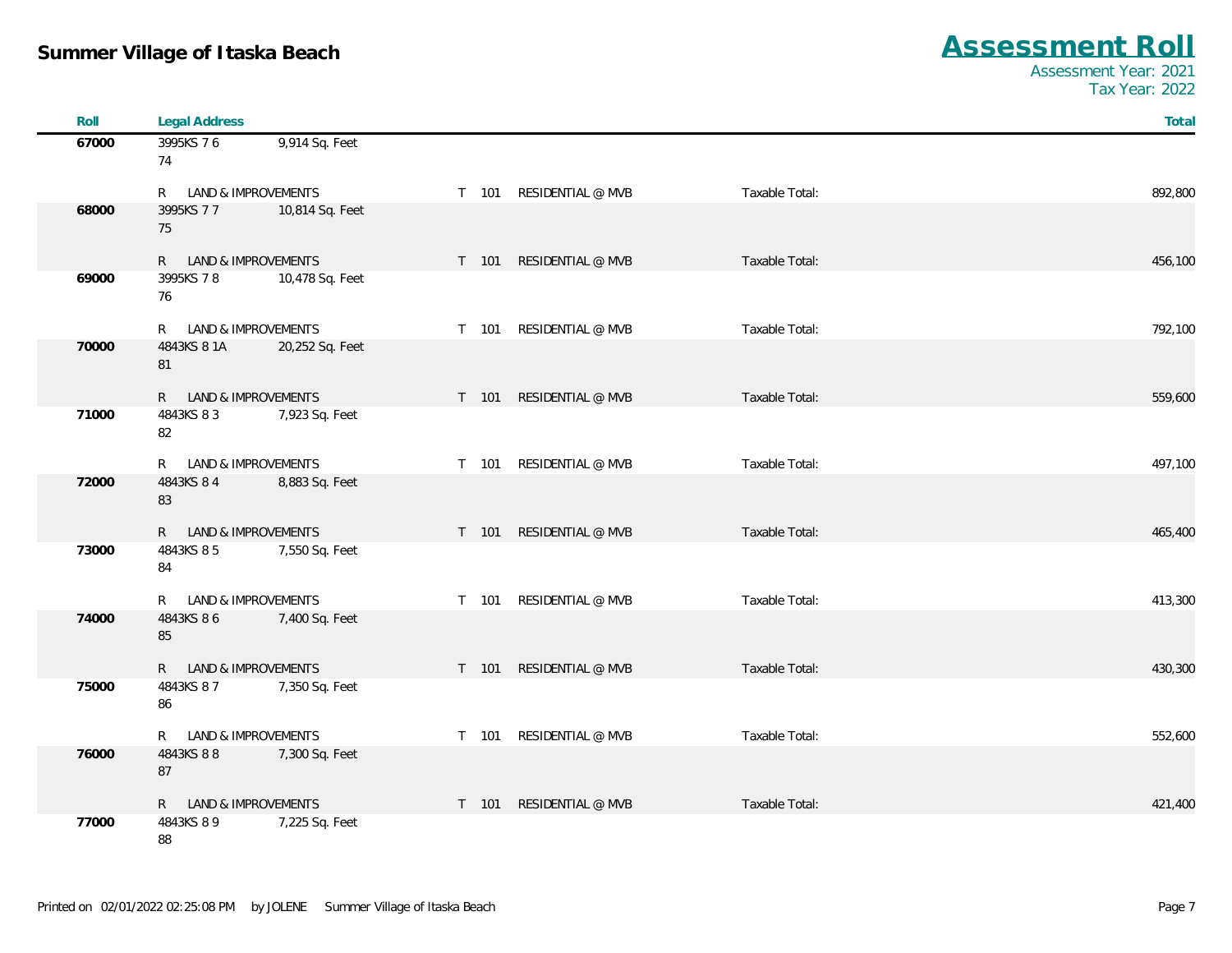# Summer Village of Itaska Beach

## Assessment Roll

Assessment Year: 2021
Tax Year: 2022

| Roll | Legal Address | | | | | | Total |
|---|---|---|---|---|---|---|---|
| 67000 | 3995KS 7 6 74 | 9,914 Sq. Feet | | | | | |
| | R LAND & IMPROVEMENTS | | T | 101 | RESIDENTIAL @ MVB | Taxable Total: | 892,800 |
| 68000 | 3995KS 7 7 75 | 10,814 Sq. Feet | | | | | |
| | R LAND & IMPROVEMENTS | | T | 101 | RESIDENTIAL @ MVB | Taxable Total: | 456,100 |
| 69000 | 3995KS 7 8 76 | 10,478 Sq. Feet | | | | | |
| | R LAND & IMPROVEMENTS | | T | 101 | RESIDENTIAL @ MVB | Taxable Total: | 792,100 |
| 70000 | 4843KS 8 1A 81 | 20,252 Sq. Feet | | | | | |
| | R LAND & IMPROVEMENTS | | T | 101 | RESIDENTIAL @ MVB | Taxable Total: | 559,600 |
| 71000 | 4843KS 8 3 82 | 7,923 Sq. Feet | | | | | |
| | R LAND & IMPROVEMENTS | | T | 101 | RESIDENTIAL @ MVB | Taxable Total: | 497,100 |
| 72000 | 4843KS 8 4 83 | 8,883 Sq. Feet | | | | | |
| | R LAND & IMPROVEMENTS | | T | 101 | RESIDENTIAL @ MVB | Taxable Total: | 465,400 |
| 73000 | 4843KS 8 5 84 | 7,550 Sq. Feet | | | | | |
| | R LAND & IMPROVEMENTS | | T | 101 | RESIDENTIAL @ MVB | Taxable Total: | 413,300 |
| 74000 | 4843KS 8 6 85 | 7,400 Sq. Feet | | | | | |
| | R LAND & IMPROVEMENTS | | T | 101 | RESIDENTIAL @ MVB | Taxable Total: | 430,300 |
| 75000 | 4843KS 8 7 86 | 7,350 Sq. Feet | | | | | |
| | R LAND & IMPROVEMENTS | | T | 101 | RESIDENTIAL @ MVB | Taxable Total: | 552,600 |
| 76000 | 4843KS 8 8 87 | 7,300 Sq. Feet | | | | | |
| | R LAND & IMPROVEMENTS | | T | 101 | RESIDENTIAL @ MVB | Taxable Total: | 421,400 |
| 77000 | 4843KS 8 9 88 | 7,225 Sq. Feet | | | | | |

Printed on 02/01/2022 02:25:08 PM by JOLENE Summer Village of Itaska Beach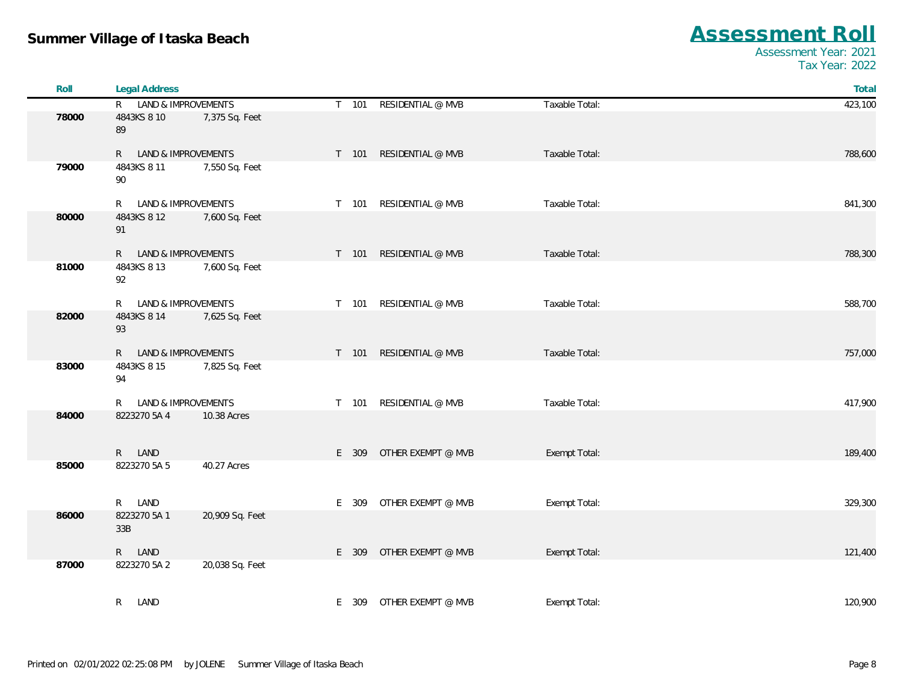## Summer Village of Itaska Beach

# Assessment Roll

Assessment Year: 2021
Tax Year: 2022

| Roll | Legal Address | | | | | | Total |
|---|---|---|---|---|---|---|---|
| | R LAND & IMPROVEMENTS | | T | 101 | RESIDENTIAL @ MVB | Taxable Total: | 423,100 |
| 78000 | 4843KS 8 10 89 | 7,375 Sq. Feet | | | | | |
| | R LAND & IMPROVEMENTS | | T | 101 | RESIDENTIAL @ MVB | Taxable Total: | 788,600 |
| 79000 | 4843KS 8 11 90 | 7,550 Sq. Feet | | | | | |
| | R LAND & IMPROVEMENTS | | T | 101 | RESIDENTIAL @ MVB | Taxable Total: | 841,300 |
| 80000 | 4843KS 8 12 91 | 7,600 Sq. Feet | | | | | |
| | R LAND & IMPROVEMENTS | | T | 101 | RESIDENTIAL @ MVB | Taxable Total: | 788,300 |
| 81000 | 4843KS 8 13 92 | 7,600 Sq. Feet | | | | | |
| | R LAND & IMPROVEMENTS | | T | 101 | RESIDENTIAL @ MVB | Taxable Total: | 588,700 |
| 82000 | 4843KS 8 14 93 | 7,625 Sq. Feet | | | | | |
| | R LAND & IMPROVEMENTS | | T | 101 | RESIDENTIAL @ MVB | Taxable Total: | 757,000 |
| 83000 | 4843KS 8 15 94 | 7,825 Sq. Feet | | | | | |
| | R LAND & IMPROVEMENTS | | T | 101 | RESIDENTIAL @ MVB | Taxable Total: | 417,900 |
| 84000 | 8223270 5A 4 | 10.38 Acres | | | | | |
| | R LAND | | E | 309 | OTHER EXEMPT @ MVB | Exempt Total: | 189,400 |
| 85000 | 8223270 5A 5 | 40.27 Acres | | | | | |
| | R LAND | | E | 309 | OTHER EXEMPT @ MVB | Exempt Total: | 329,300 |
| 86000 | 8223270 5A 1 33B | 20,909 Sq. Feet | | | | | |
| | R LAND | | E | 309 | OTHER EXEMPT @ MVB | Exempt Total: | 121,400 |
| 87000 | 8223270 5A 2 | 20,038 Sq. Feet | | | | | |
| | R LAND | | E | 309 | OTHER EXEMPT @ MVB | Exempt Total: | 120,900 |

Printed on 02/01/2022 02:25:08 PM by JOLENE Summer Village of Itaska Beach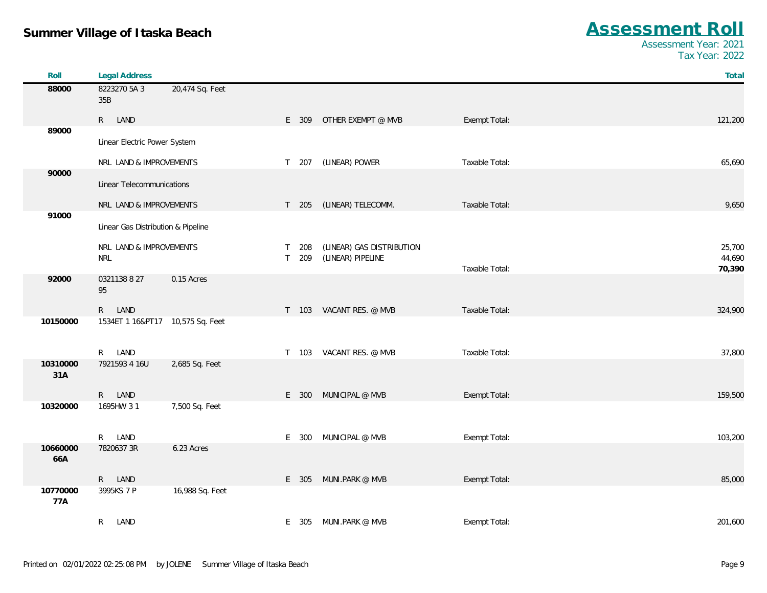# Summer Village of Itaska Beach

## Assessment Roll

Assessment Year: 2021
Tax Year: 2022

| Roll | Legal Address | | | | | | Total |
|---|---|---|---|---|---|---|---|
| 88000 | 8223270 5A 3 35B | 20,474 Sq. Feet | | | | | |
| | R LAND | | E | 309 | OTHER EXEMPT @ MVB | Exempt Total: | 121,200 |
| 89000 | Linear Electric Power System | | | | | | |
| | NRL LAND & IMPROVEMENTS | | T | 207 | (LINEAR) POWER | Taxable Total: | 65,690 |
| 90000 | Linear Telecommunications | | | | | | |
| | NRL LAND & IMPROVEMENTS | | T | 205 | (LINEAR) TELECOMM. | Taxable Total: | 9,650 |
| 91000 | Linear Gas Distribution & Pipeline | | | | | | |
| | NRL LAND & IMPROVEMENTS | | T | 208 | (LINEAR) GAS DISTRIBUTION | | 25,700 |
| | NRL | | T | 209 | (LINEAR) PIPELINE | | 44,690 |
| | | | | | | Taxable Total: | **70,390** |
| 92000 | 0321138 8 27 95 | 0.15 Acres | | | | | |
| | R LAND | | T | 103 | VACANT RES. @ MVB | Taxable Total: | 324,900 |
| 10150000 | 1534ET 1 16&PT17 | 10,575 Sq. Feet | | | | | |
| | R LAND | | T | 103 | VACANT RES. @ MVB | Taxable Total: | 37,800 |
| 10310000 31A | 7921593 4 16U | 2,685 Sq. Feet | | | | | |
| | R LAND | | E | 300 | MUNICIPAL @ MVB | Exempt Total: | 159,500 |
| 10320000 | 1695HW 3 1 | 7,500 Sq. Feet | | | | | |
| | R LAND | | E | 300 | MUNICIPAL @ MVB | Exempt Total: | 103,200 |
| 10660000 66A | 7820637 3R | 6.23 Acres | | | | | |
| | R LAND | | E | 305 | MUNI.PARK @ MVB | Exempt Total: | 85,000 |
| 10770000 77A | 3995KS 7 P | 16,988 Sq. Feet | | | | | |
| | R LAND | | E | 305 | MUNI.PARK @ MVB | Exempt Total: | 201,600 |

Printed on 02/01/2022 02:25:08 PM by JOLENE Summer Village of Itaska Beach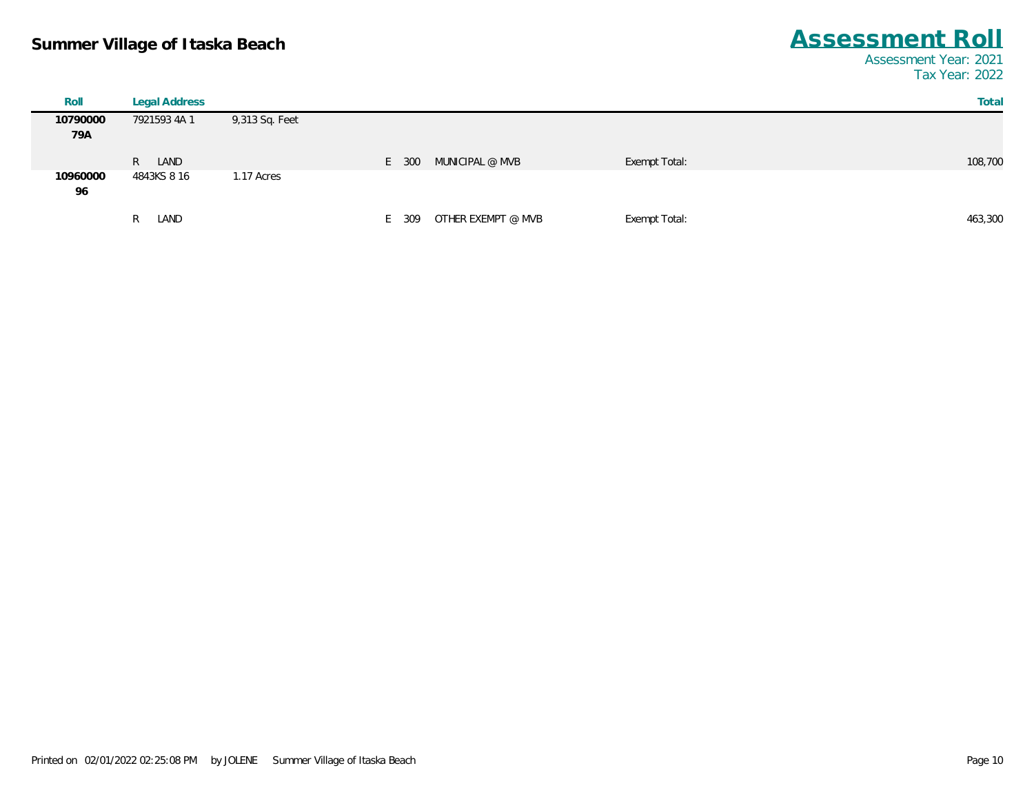# Summer Village of Itaska Beach

## Assessment Roll

Assessment Year: 2021
Tax Year: 2022

| Roll | Legal Address | | | | | | Total |
|---|---|---|---|---|---|---|---|
| 1079000079A | 7921593 4A 1 | 9,313 Sq. Feet | | | | | |
| | R LAND | | E | 300 | MUNICIPAL @ MVB | Exempt Total: | 108,700 |
| 1096000096 | 4843KS 8 16 | 1.17 Acres | | | | | |
| | R LAND | | E | 309 | OTHER EXEMPT @ MVB | Exempt Total: | 463,300 |

Printed on 02/01/2022 02:25:08 PM by JOLENE Summer Village of Itaska Beach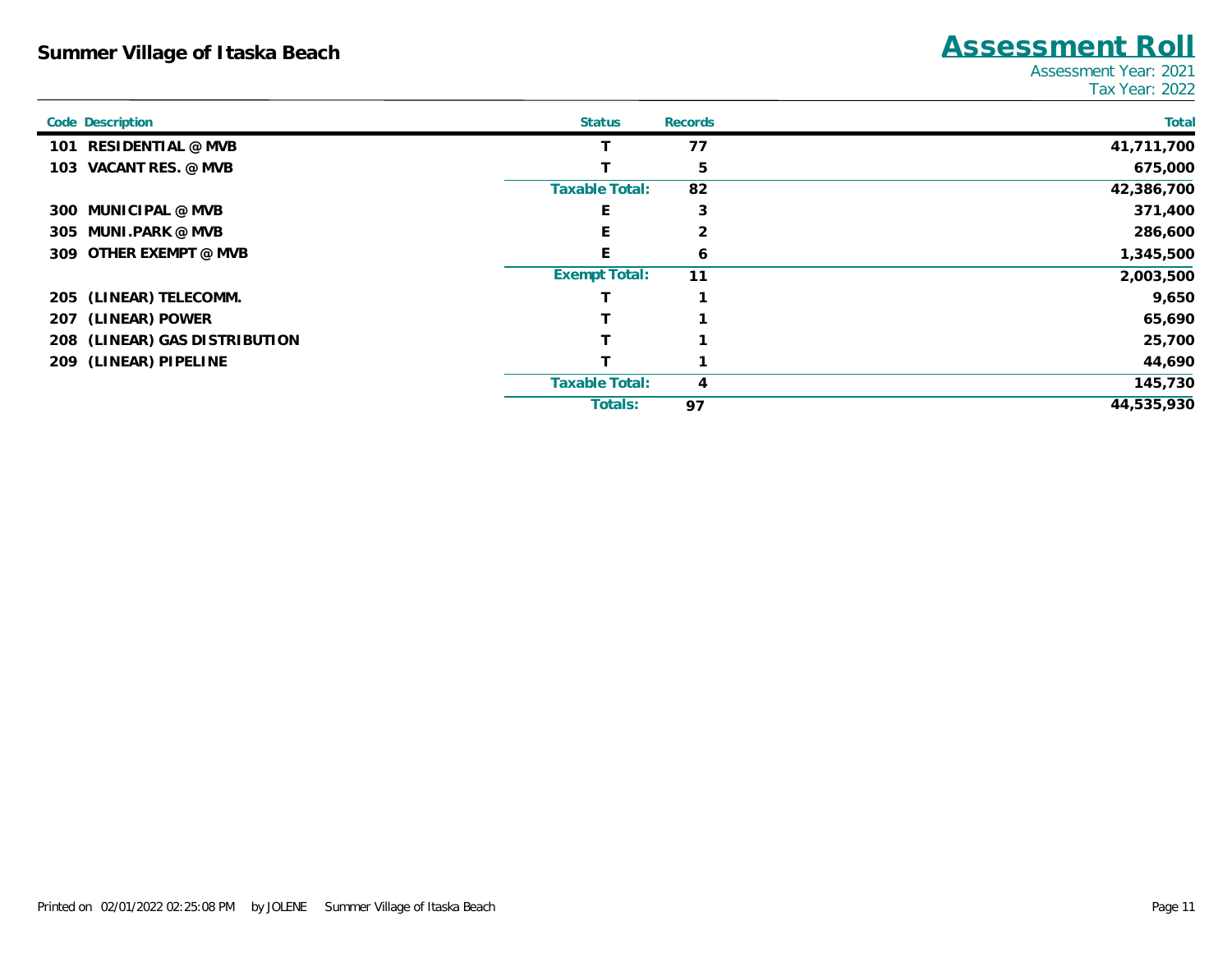# Summer Village of Itaska Beach

## Assessment Roll

Assessment Year: 2021
Tax Year: 2022

| Code | Description | Status | Records | Total |
|---|---|---|---|---|
| 101 | RESIDENTIAL @ MVB | T | 77 | 41,711,700 |
| 103 | VACANT RES. @ MVB | T | 5 | 675,000 |
| | | Taxable Total: | 82 | 42,386,700 |
| 300 | MUNICIPAL @ MVB | E | 3 | 371,400 |
| 305 | MUNI.PARK @ MVB | E | 2 | 286,600 |
| 309 | OTHER EXEMPT @ MVB | E | 6 | 1,345,500 |
| | | Exempt Total: | 11 | 2,003,500 |
| 205 | (LINEAR) TELECOMM. | T | 1 | 9,650 |
| 207 | (LINEAR) POWER | T | 1 | 65,690 |
| 208 | (LINEAR) GAS DISTRIBUTION | T | 1 | 25,700 |
| 209 | (LINEAR) PIPELINE | T | 1 | 44,690 |
| | | Taxable Total: | 4 | 145,730 |
| | | Totals: | 97 | 44,535,930 |

Printed on 02/01/2022 02:25:08 PM by JOLENE Summer Village of Itaska Beach